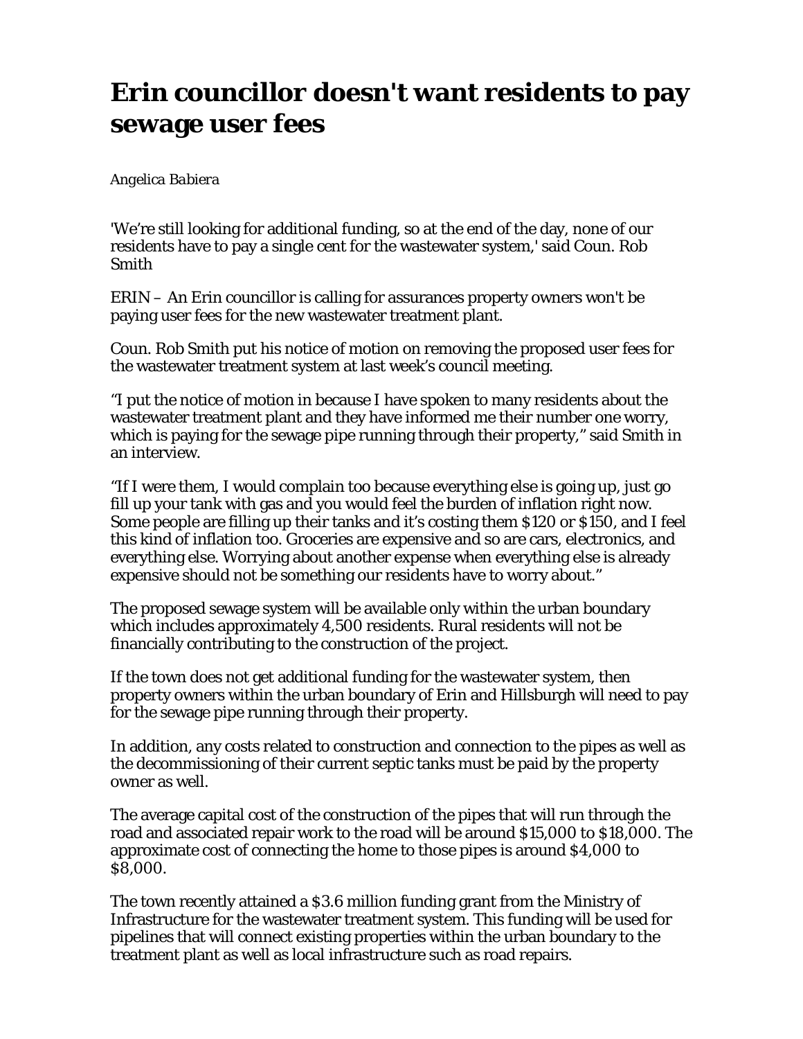# Erin councillor doesn't want residents to pay sewage user fees

*Angelica Babiera*

'We're still looking for additional funding, so at the end of the day, none of our residents have to pay a single cent for the wastewater system,' said Coun. Rob Smith

ERIN – An Erin councillor is calling for assurances property owners won't be paying user fees for the new wastewater treatment plant.

Coun. Rob Smith put his notice of motion on removing the proposed user fees for the wastewater treatment system at last week's council meeting.

"I put the notice of motion in because I have spoken to many residents about the wastewater treatment plant and they have informed me their number one worry, which is paying for the sewage pipe running through their property," said Smith in an interview.

"If I were them, I would complain too because everything else is going up, just go fill up your tank with gas and you would feel the burden of inflation right now. Some people are filling up their tanks and it's costing them $120 or $150, and I feel this kind of inflation too. Groceries are expensive and so are cars, electronics, and everything else. Worrying about another expense when everything else is already expensive should not be something our residents have to worry about."

The proposed sewage system will be available only within the urban boundary which includes approximately 4,500 residents. Rural residents will not be financially contributing to the construction of the project.

If the town does not get additional funding for the wastewater system, then property owners within the urban boundary of Erin and Hillsburgh will need to pay for the sewage pipe running through their property.

In addition, any costs related to construction and connection to the pipes as well as the decommissioning of their current septic tanks must be paid by the property owner as well.

The average capital cost of the construction of the pipes that will run through the road and associated repair work to the road will be around $15,000 to $18,000. The approximate cost of connecting the home to those pipes is around $4,000 to $8,000.

The town recently attained a $3.6 million funding grant from the Ministry of Infrastructure for the wastewater treatment system. This funding will be used for pipelines that will connect existing properties within the urban boundary to the treatment plant as well as local infrastructure such as road repairs.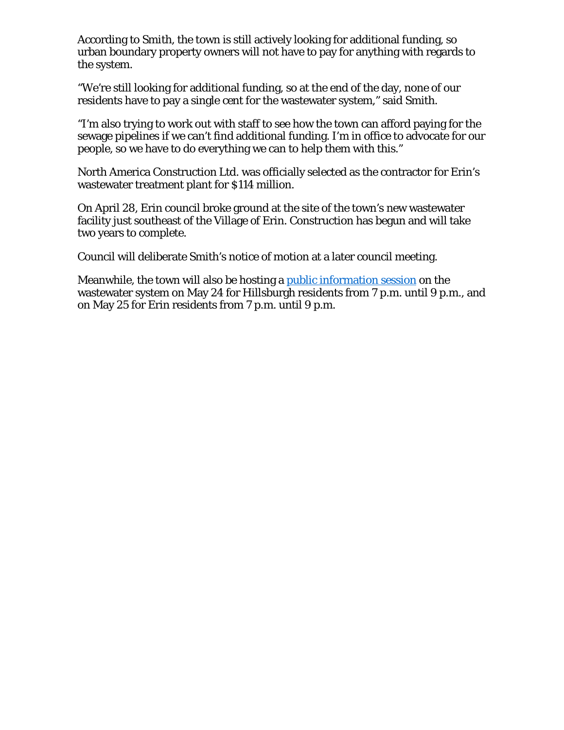According to Smith, the town is still actively looking for additional funding, so urban boundary property owners will not have to pay for anything with regards to the system.

"We're still looking for additional funding, so at the end of the day, none of our residents have to pay a single cent for the wastewater system," said Smith.

"I'm also trying to work out with staff to see how the town can afford paying for the sewage pipelines if we can't find additional funding. I'm in office to advocate for our people, so we have to do everything we can to help them with this."

North America Construction Ltd. was officially selected as the contractor for Erin's wastewater treatment plant for $114 million.

On April 28, Erin council broke ground at the site of the town's new wastewater facility just southeast of the Village of Erin. Construction has begun and will take two years to complete.

Council will deliberate Smith's notice of motion at a later council meeting.

Meanwhile, the town will also be hosting a public information session on the wastewater system on May 24 for Hillsburgh residents from 7 p.m. until 9 p.m., and on May 25 for Erin residents from 7 p.m. until 9 p.m.